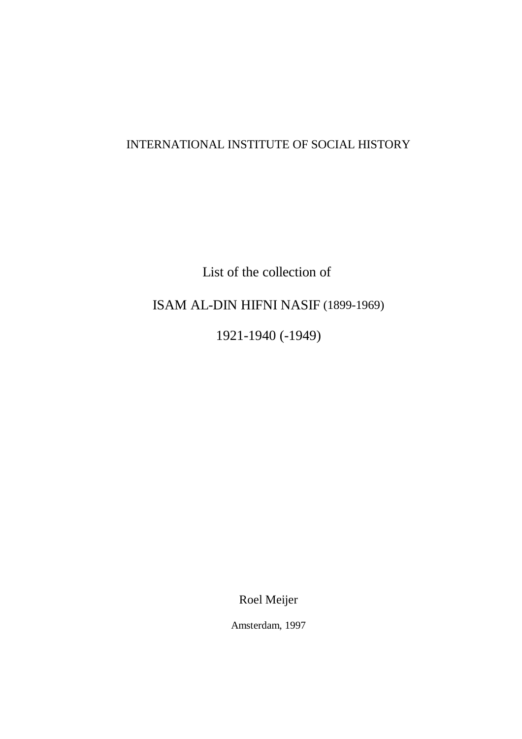INTERNATIONAL INSTITUTE OF SOCIAL HISTORY

# List of the collection of

# ISAM AL-DIN HIFNI NASIF (1899-1969)

## 1921-1940 (-1949)

Roel Meijer

Amsterdam, 1997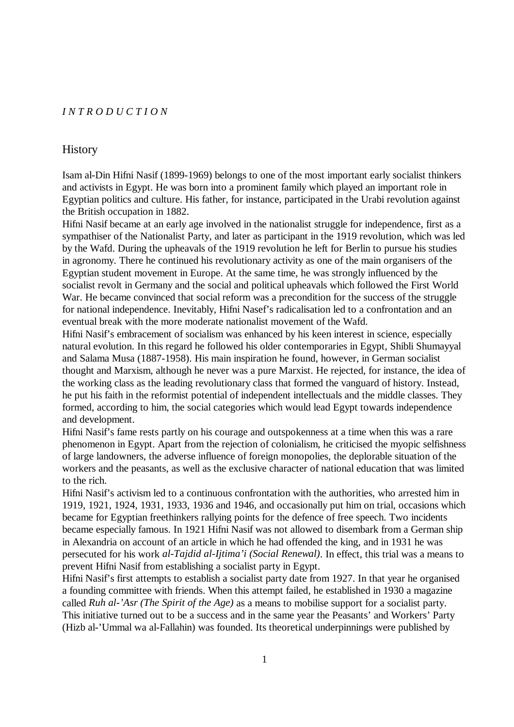*I N T R O D U C T I O N*

## History

Isam al-Din Hifni Nasif (1899-1969) belongs to one of the most important early socialist thinkers and activists in Egypt. He was born into a prominent family which played an important role in Egyptian politics and culture. His father, for instance, participated in the Urabi revolution against the British occupation in 1882.

Hifni Nasif became at an early age involved in the nationalist struggle for independence, first as a sympathiser of the Nationalist Party, and later as participant in the 1919 revolution, which was led by the Wafd. During the upheavals of the 1919 revolution he left for Berlin to pursue his studies in agronomy. There he continued his revolutionary activity as one of the main organisers of the Egyptian student movement in Europe. At the same time, he was strongly influenced by the socialist revolt in Germany and the social and political upheavals which followed the First World War. He became convinced that social reform was a precondition for the success of the struggle for national independence. Inevitably, Hifni Nasef's radicalisation led to a confrontation and an eventual break with the more moderate nationalist movement of the Wafd.

Hifni Nasif's embracement of socialism was enhanced by his keen interest in science, especially natural evolution. In this regard he followed his older contemporaries in Egypt, Shibli Shumayyal and Salama Musa (1887-1958). His main inspiration he found, however, in German socialist thought and Marxism, although he never was a pure Marxist. He rejected, for instance, the idea of the working class as the leading revolutionary class that formed the vanguard of history. Instead, he put his faith in the reformist potential of independent intellectuals and the middle classes. They formed, according to him, the social categories which would lead Egypt towards independence and development.

Hifni Nasif's fame rests partly on his courage and outspokenness at a time when this was a rare phenomenon in Egypt. Apart from the rejection of colonialism, he criticised the myopic selfishness of large landowners, the adverse influence of foreign monopolies, the deplorable situation of the workers and the peasants, as well as the exclusive character of national education that was limited to the rich.

Hifni Nasif's activism led to a continuous confrontation with the authorities, who arrested him in 1919, 1921, 1924, 1931, 1933, 1936 and 1946, and occasionally put him on trial, occasions which became for Egyptian freethinkers rallying points for the defence of free speech. Two incidents became especially famous. In 1921 Hifni Nasif was not allowed to disembark from a German ship in Alexandria on account of an article in which he had offended the king, and in 1931 he was persecuted for his work *al-Tajdid al-Ijtima'i (Social Renewal)*. In effect, this trial was a means to prevent Hifni Nasif from establishing a socialist party in Egypt.

Hifni Nasif's first attempts to establish a socialist party date from 1927. In that year he organised a founding committee with friends. When this attempt failed, he established in 1930 a magazine called *Ruh al-'Asr (The Spirit of the Age)* as a means to mobilise support for a socialist party. This initiative turned out to be a success and in the same year the Peasants' and Workers' Party (Hizb al-'Ummal wa al-Fallahin) was founded. Its theoretical underpinnings were published by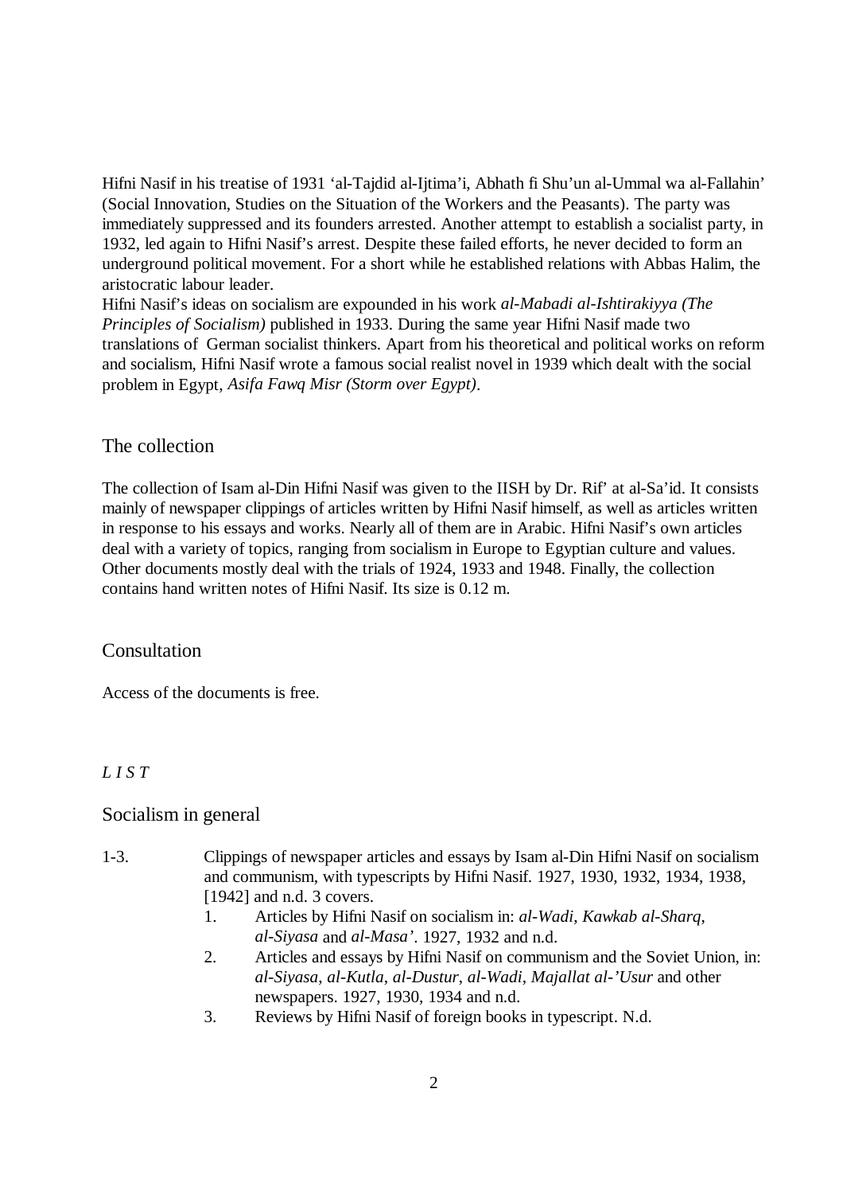Hifni Nasif in his treatise of 1931 'al-Tajdid al-Ijtima'i, Abhath fi Shu'un al-Ummal wa al-Fallahin' (Social Innovation, Studies on the Situation of the Workers and the Peasants). The party was immediately suppressed and its founders arrested. Another attempt to establish a socialist party, in 1932, led again to Hifni Nasif's arrest. Despite these failed efforts, he never decided to form an underground political movement. For a short while he established relations with Abbas Halim, the aristocratic labour leader.
Hifni Nasif's ideas on socialism are expounded in his work *al-Mabadi al-Ishtirakiyya (The Principles of Socialism)* published in 1933. During the same year Hifni Nasif made two translations of German socialist thinkers. Apart from his theoretical and political works on reform and socialism, Hifni Nasif wrote a famous social realist novel in 1939 which dealt with the social problem in Egypt, *Asifa Fawq Misr (Storm over Egypt)*.

## The collection

The collection of Isam al-Din Hifni Nasif was given to the IISH by Dr. Rif' at al-Sa'id. It consists mainly of newspaper clippings of articles written by Hifni Nasif himself, as well as articles written in response to his essays and works. Nearly all of them are in Arabic. Hifni Nasif's own articles deal with a variety of topics, ranging from socialism in Europe to Egyptian culture and values. Other documents mostly deal with the trials of 1924, 1933 and 1948. Finally, the collection contains hand written notes of Hifni Nasif. Its size is 0.12 m.

## Consultation

Access of the documents is free.

*L I S T*

## Socialism in general

1-3. Clippings of newspaper articles and essays by Isam al-Din Hifni Nasif on socialism and communism, with typescripts by Hifni Nasif. 1927, 1930, 1932, 1934, 1938, [1942] and n.d. 3 covers.

1. Articles by Hifni Nasif on socialism in: *al-Wadi*, *Kawkab al-Sharq*, *al-Siyasa* and *al-Masa'*. 1927, 1932 and n.d.
2. Articles and essays by Hifni Nasif on communism and the Soviet Union, in: *al-Siyasa*, *al-Kutla*, *al-Dustur*, *al-Wadi*, *Majallat al-'Usur* and other newspapers. 1927, 1930, 1934 and n.d.
3. Reviews by Hifni Nasif of foreign books in typescript. N.d.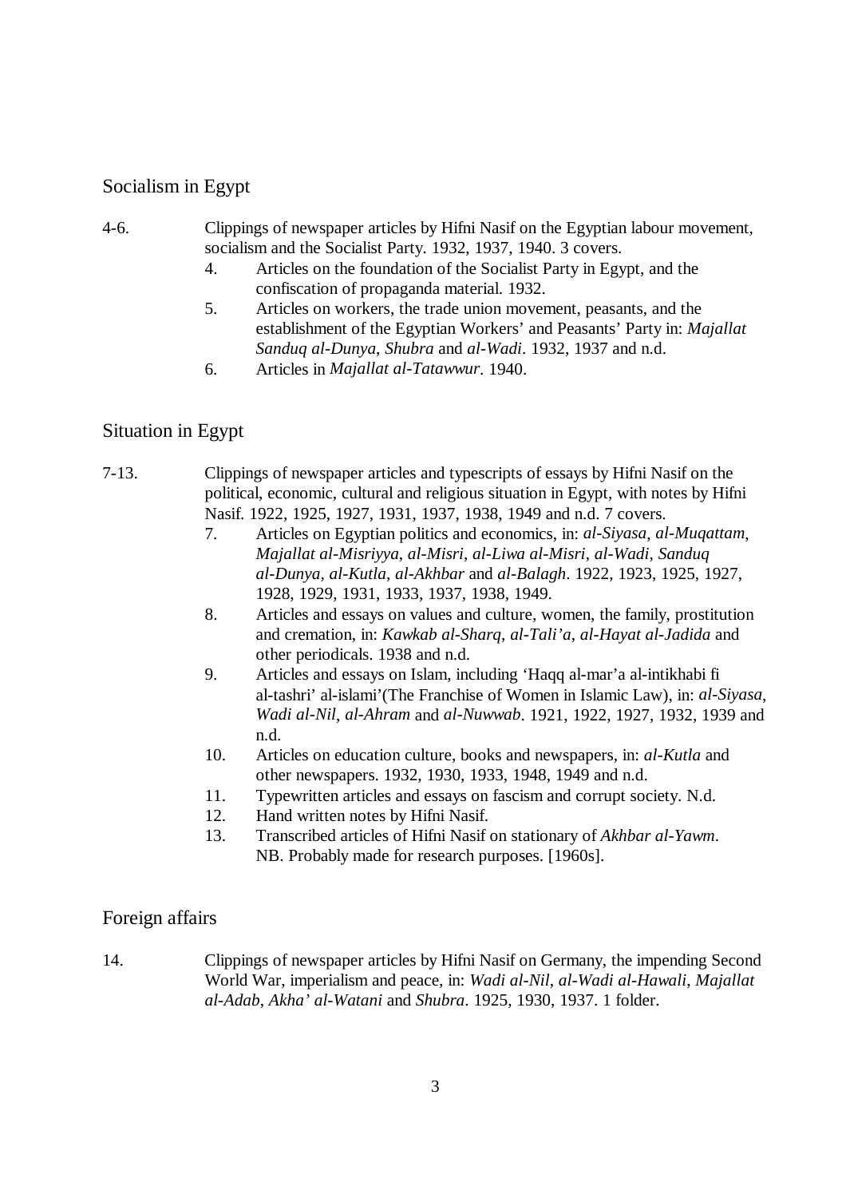## Socialism in Egypt

4-6. Clippings of newspaper articles by Hifni Nasif on the Egyptian labour movement, socialism and the Socialist Party. 1932, 1937, 1940. 3 covers.

- 4. Articles on the foundation of the Socialist Party in Egypt, and the confiscation of propaganda material. 1932.
- 5. Articles on workers, the trade union movement, peasants, and the establishment of the Egyptian Workers' and Peasants' Party in: *Majallat Sanduq al-Dunya*, *Shubra* and *al-Wadi*. 1932, 1937 and n.d.
- 6. Articles in *Majallat al-Tatawwur*. 1940.

## Situation in Egypt

7-13. Clippings of newspaper articles and typescripts of essays by Hifni Nasif on the political, economic, cultural and religious situation in Egypt, with notes by Hifni Nasif. 1922, 1925, 1927, 1931, 1937, 1938, 1949 and n.d. 7 covers.

- 7. Articles on Egyptian politics and economics, in: *al-Siyasa*, *al-Muqattam*, *Majallat al-Misriyya*, *al-Misri*, *al-Liwa al-Misri*, *al-Wadi*, *Sanduq al-Dunya*, *al-Kutla*, *al-Akhbar* and *al-Balagh*. 1922, 1923, 1925, 1927, 1928, 1929, 1931, 1933, 1937, 1938, 1949.
- 8. Articles and essays on values and culture, women, the family, prostitution and cremation, in: *Kawkab al-Sharq*, *al-Tali'a*, *al-Hayat al-Jadida* and other periodicals. 1938 and n.d.
- 9. Articles and essays on Islam, including 'Haqq al-mar'a al-intikhabi fi al-tashri' al-islami'(The Franchise of Women in Islamic Law), in: *al-Siyasa*, *Wadi al-Nil*, *al-Ahram* and *al-Nuwwab*. 1921, 1922, 1927, 1932, 1939 and n.d.
- 10. Articles on education culture, books and newspapers, in: *al-Kutla* and other newspapers. 1932, 1930, 1933, 1948, 1949 and n.d.
- 11. Typewritten articles and essays on fascism and corrupt society. N.d.
- 12. Hand written notes by Hifni Nasif.
- 13. Transcribed articles of Hifni Nasif on stationary of *Akhbar al-Yawm*. NB. Probably made for research purposes. [1960s].

## Foreign affairs

14. Clippings of newspaper articles by Hifni Nasif on Germany, the impending Second World War, imperialism and peace, in: *Wadi al-Nil*, *al-Wadi al-Hawali*, *Majallat al-Adab*, *Akha' al-Watani* and *Shubra*. 1925, 1930, 1937. 1 folder.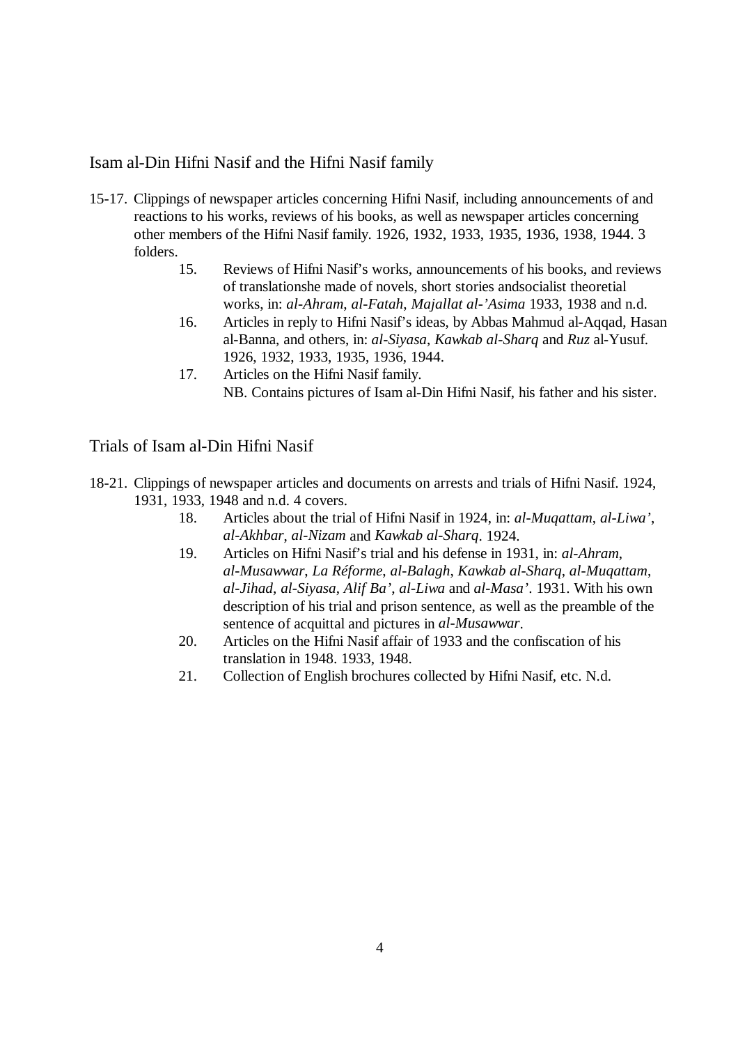## Isam al-Din Hifni Nasif and the Hifni Nasif family

15-17. Clippings of newspaper articles concerning Hifni Nasif, including announcements of and reactions to his works, reviews of his books, as well as newspaper articles concerning other members of the Hifni Nasif family. 1926, 1932, 1933, 1935, 1936, 1938, 1944. 3 folders.

- 15. Reviews of Hifni Nasif's works, announcements of his books, and reviews of translationshe made of novels, short stories andsocialist theoretial works, in: *al-Ahram*, *al-Fatah*, *Majallat al-'Asima* 1933, 1938 and n.d.
- 16. Articles in reply to Hifni Nasif's ideas, by Abbas Mahmud al-Aqqad, Hasan al-Banna, and others, in: *al-Siyasa*, *Kawkab al-Sharq* and *Ruz* al-Yusuf. 1926, 1932, 1933, 1935, 1936, 1944.
- 17. Articles on the Hifni Nasif family.
  NB. Contains pictures of Isam al-Din Hifni Nasif, his father and his sister.

## Trials of Isam al-Din Hifni Nasif

18-21. Clippings of newspaper articles and documents on arrests and trials of Hifni Nasif. 1924, 1931, 1933, 1948 and n.d. 4 covers.

- 18. Articles about the trial of Hifni Nasif in 1924, in: *al-Muqattam*, *al-Liwa'*, *al-Akhbar*, *al-Nizam* and *Kawkab al-Sharq*. 1924.
- 19. Articles on Hifni Nasif's trial and his defense in 1931, in: *al-Ahram*, *al-Musawwar*, *La Réforme*, *al-Balagh*, *Kawkab al-Sharq*, *al-Muqattam*, *al-Jihad*, *al-Siyasa*, *Alif Ba'*, *al-Liwa* and *al-Masa'*. 1931. With his own description of his trial and prison sentence, as well as the preamble of the sentence of acquittal and pictures in *al-Musawwar*.
- 20. Articles on the Hifni Nasif affair of 1933 and the confiscation of his translation in 1948. 1933, 1948.
- 21. Collection of English brochures collected by Hifni Nasif, etc. N.d.